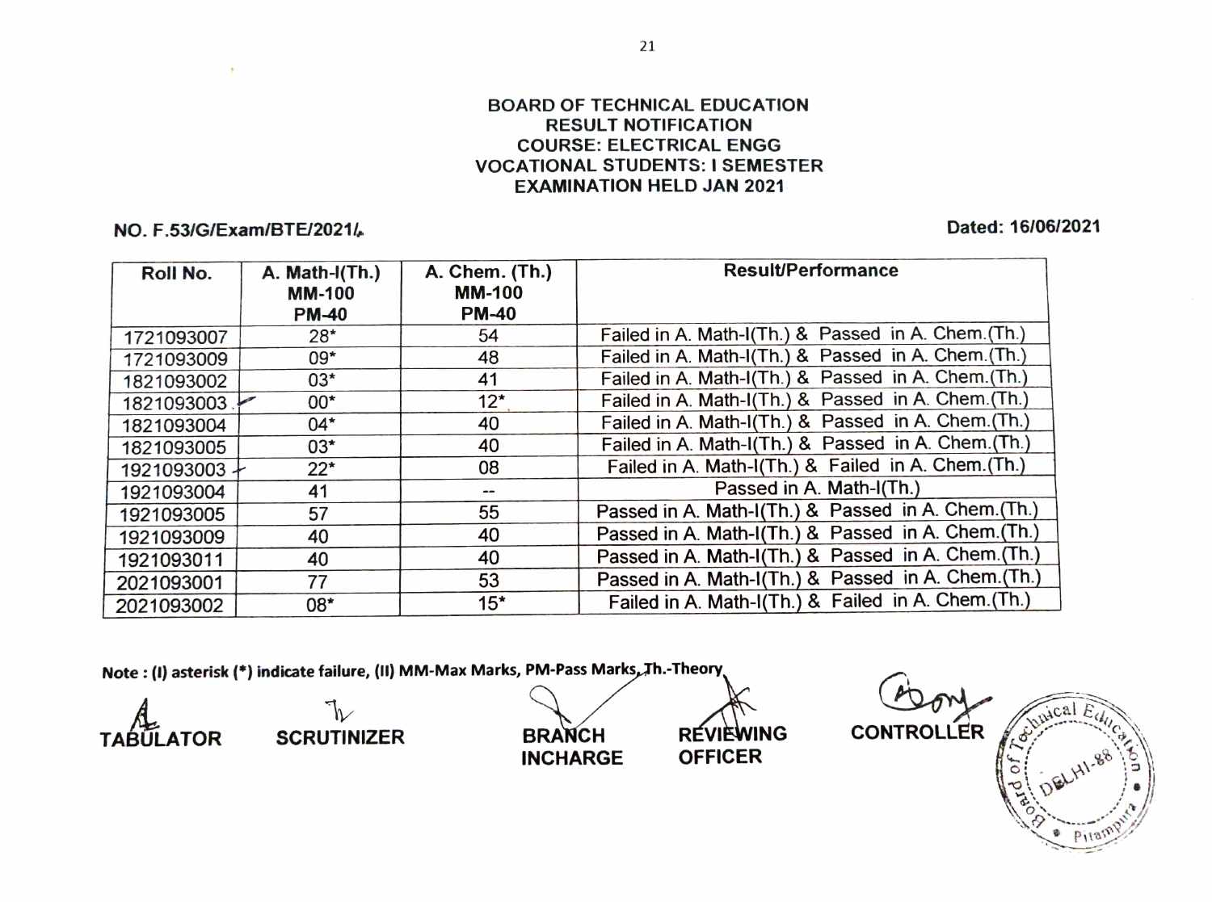**BOARD OF TECHNICAL EDUCATION**
**RESULT NOTIFICATION**
**COURSE: ELECTRICAL ENGG**
**VOCATIONAL STUDENTS: I SEMESTER**
**EXAMINATION HELD JAN 2021**

**NO. F.53/G/Exam/BTE/2021/** **Dated: 16/06/2021**

| Roll No. | A. Math-I(Th.) MM-100 PM-40 | A. Chem. (Th.) MM-100 PM-40 | Result/Performance |
|---|---|---|---|
| 1721093007 | 28* | 54 | Failed in A. Math-I(Th.) & Passed in A. Chem.(Th.) |
| 1721093009 | 09* | 48 | Failed in A. Math-I(Th.) & Passed in A. Chem.(Th.) |
| 1821093002 | 03* | 41 | Failed in A. Math-I(Th.) & Passed in A. Chem.(Th.) |
| 1821093003 | 00* | 12* | Failed in A. Math-I(Th.) & Passed in A. Chem.(Th.) |
| 1821093004 | 04* | 40 | Failed in A. Math-I(Th.) & Passed in A. Chem.(Th.) |
| 1821093005 | 03* | 40 | Failed in A. Math-I(Th.) & Passed in A. Chem.(Th.) |
| 1921093003 | 22* | 08 | Failed in A. Math-I(Th.) & Failed in A. Chem.(Th.) |
| 1921093004 | 41 | -- | Passed in A. Math-I(Th.) |
| 1921093005 | 57 | 55 | Passed in A. Math-I(Th.) & Passed in A. Chem.(Th.) |
| 1921093009 | 40 | 40 | Passed in A. Math-I(Th.) & Passed in A. Chem.(Th.) |
| 1921093011 | 40 | 40 | Passed in A. Math-I(Th.) & Passed in A. Chem.(Th.) |
| 2021093001 | 77 | 53 | Passed in A. Math-I(Th.) & Passed in A. Chem.(Th.) |
| 2021093002 | 08* | 15* | Failed in A. Math-I(Th.) & Failed in A. Chem.(Th.) |

**Note : (I) asterisk (*) indicate failure, (II) MM-Max Marks, PM-Pass Marks, Th.-Theory**

**TABULATOR** **SCRUTINIZER** **BRANCH INCHARGE** **REVIEWING OFFICER** **CONTROLLER**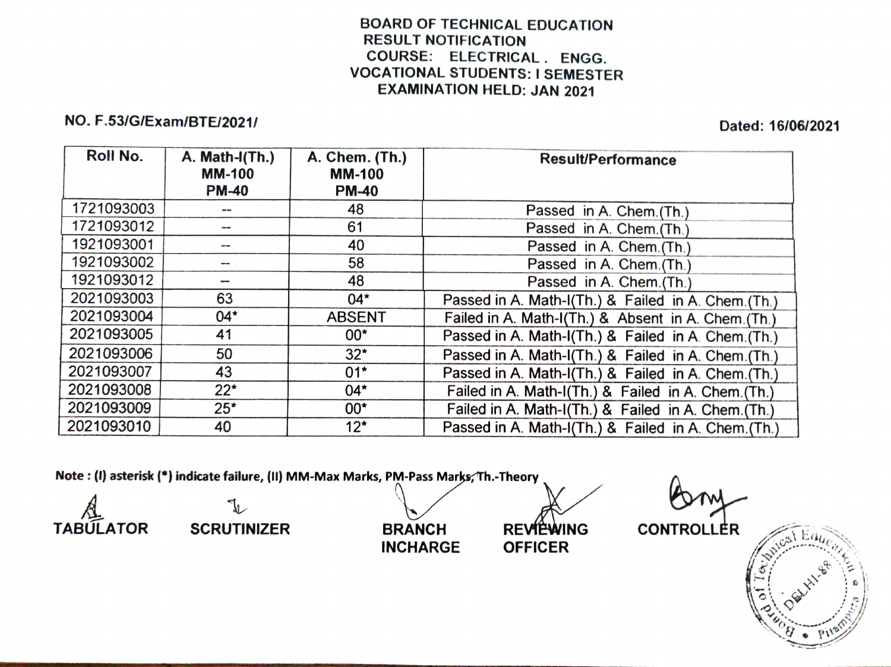BOARD OF TECHNICAL EDUCATION
RESULT NOTIFICATION
COURSE: ELECTRICAL . ENGG.
VOCATIONAL STUDENTS: I SEMESTER
EXAMINATION HELD: JAN 2021

NO. F.53/G/Exam/BTE/2021/

Dated: 16/06/2021

| Roll No. | A. Math-I(Th.) MM-100 PM-40 | A. Chem. (Th.) MM-100 PM-40 | Result/Performance |
|---|---|---|---|
| 1721093003 | -- | 48 | Passed in A. Chem.(Th.) |
| 1721093012 | -- | 61 | Passed in A. Chem.(Th.) |
| 1921093001 | -- | 40 | Passed in A. Chem.(Th.) |
| 1921093002 | -- | 58 | Passed in A. Chem.(Th.) |
| 1921093012 | -- | 48 | Passed in A. Chem.(Th.) |
| 2021093003 | 63 | 04* | Passed in A. Math-I(Th.) & Failed in A. Chem.(Th.) |
| 2021093004 | 04* | ABSENT | Failed in A. Math-I(Th.) & Absent in A. Chem.(Th.) |
| 2021093005 | 41 | 00* | Passed in A. Math-I(Th.) & Failed in A. Chem.(Th.) |
| 2021093006 | 50 | 32* | Passed in A. Math-I(Th.) & Failed in A. Chem.(Th.) |
| 2021093007 | 43 | 01* | Passed in A. Math-I(Th.) & Failed in A. Chem.(Th.) |
| 2021093008 | 22* | 04* | Failed in A. Math-I(Th.) & Failed in A. Chem.(Th.) |
| 2021093009 | 25* | 00* | Failed in A. Math-I(Th.) & Failed in A. Chem.(Th.) |
| 2021093010 | 40 | 12* | Passed in A. Math-I(Th.) & Failed in A. Chem.(Th.) |

**Note : (I) asterisk (*) indicate failure, (II) MM-Max Marks, PM-Pass Marks, Th.-Theory**

TABULATOR | SCRUTINIZER | BRANCH INCHARGE | REVIEWING OFFICER | CONTROLLER

Board of Technical Education, Pitampura, DELHI-88